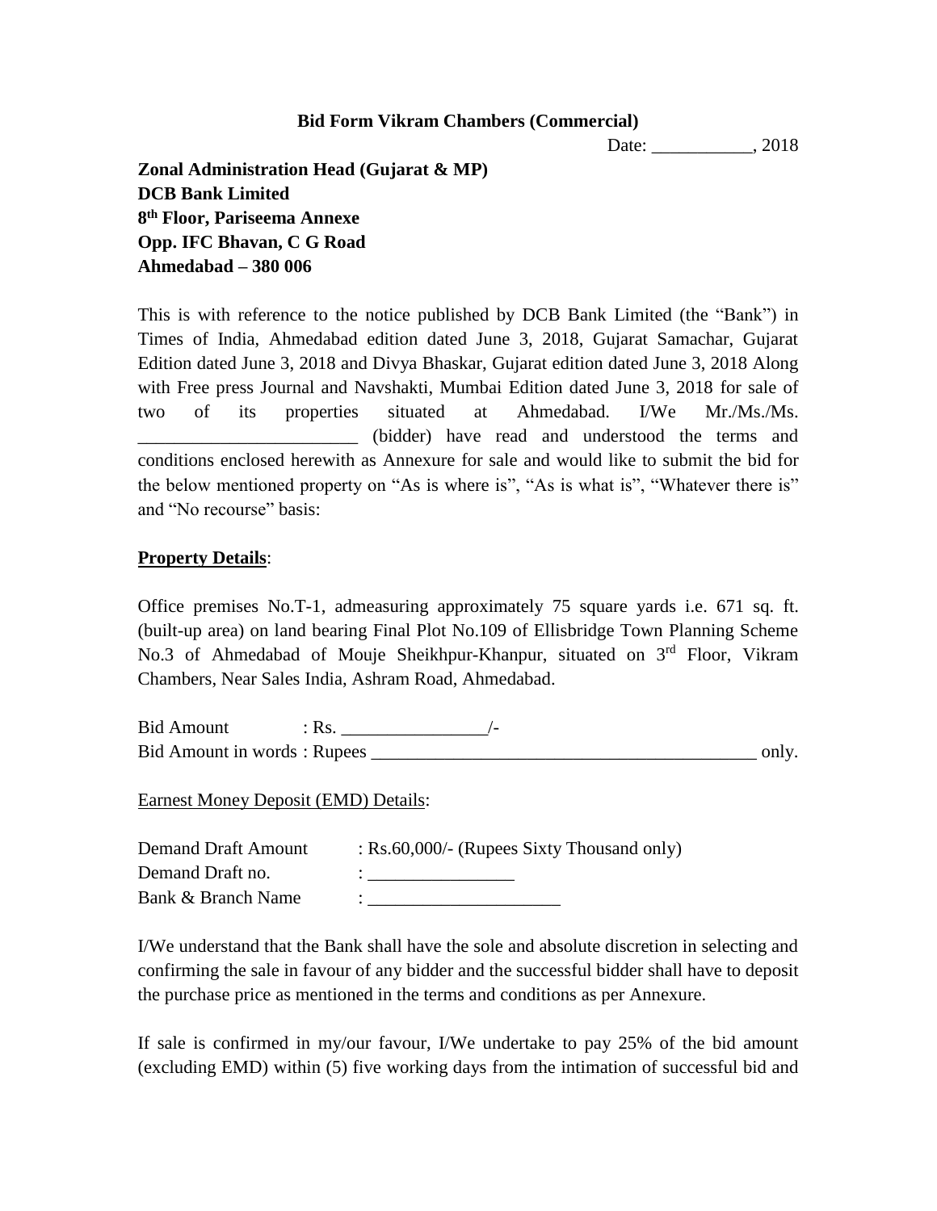**Bid Form Vikram Chambers (Commercial)**

Date: ___________, 2018

**Zonal Administration Head (Gujarat & MP)**
**DCB Bank Limited**
**8th Floor, Pariseema Annexe**
**Opp. IFC Bhavan, C G Road**
**Ahmedabad – 380 006**

This is with reference to the notice published by DCB Bank Limited (the "Bank") in Times of India, Ahmedabad edition dated June 3, 2018, Gujarat Samachar, Gujarat Edition dated June 3, 2018 and Divya Bhaskar, Gujarat edition dated June 3, 2018 Along with Free press Journal and Navshakti, Mumbai Edition dated June 3, 2018 for sale of two of its properties situated at Ahmedabad. I/We Mr./Ms./Ms. ________________________ (bidder) have read and understood the terms and conditions enclosed herewith as Annexure for sale and would like to submit the bid for the below mentioned property on "As is where is", "As is what is", "Whatever there is" and "No recourse" basis:

**Property Details**:

Office premises No.T-1, admeasuring approximately 75 square yards i.e. 671 sq. ft. (built-up area) on land bearing Final Plot No.109 of Ellisbridge Town Planning Scheme No.3 of Ahmedabad of Mouje Sheikhpur-Khanpur, situated on 3rd Floor, Vikram Chambers, Near Sales India, Ashram Road, Ahmedabad.

Bid Amount : Rs. ________________/-
Bid Amount in words : Rupees ___________________________________________ only.

Earnest Money Deposit (EMD) Details:

Demand Draft Amount : Rs.60,000/- (Rupees Sixty Thousand only)
Demand Draft no. : ________________
Bank & Branch Name : _____________________

I/We understand that the Bank shall have the sole and absolute discretion in selecting and confirming the sale in favour of any bidder and the successful bidder shall have to deposit the purchase price as mentioned in the terms and conditions as per Annexure.

If sale is confirmed in my/our favour, I/We undertake to pay 25% of the bid amount (excluding EMD) within (5) five working days from the intimation of successful bid and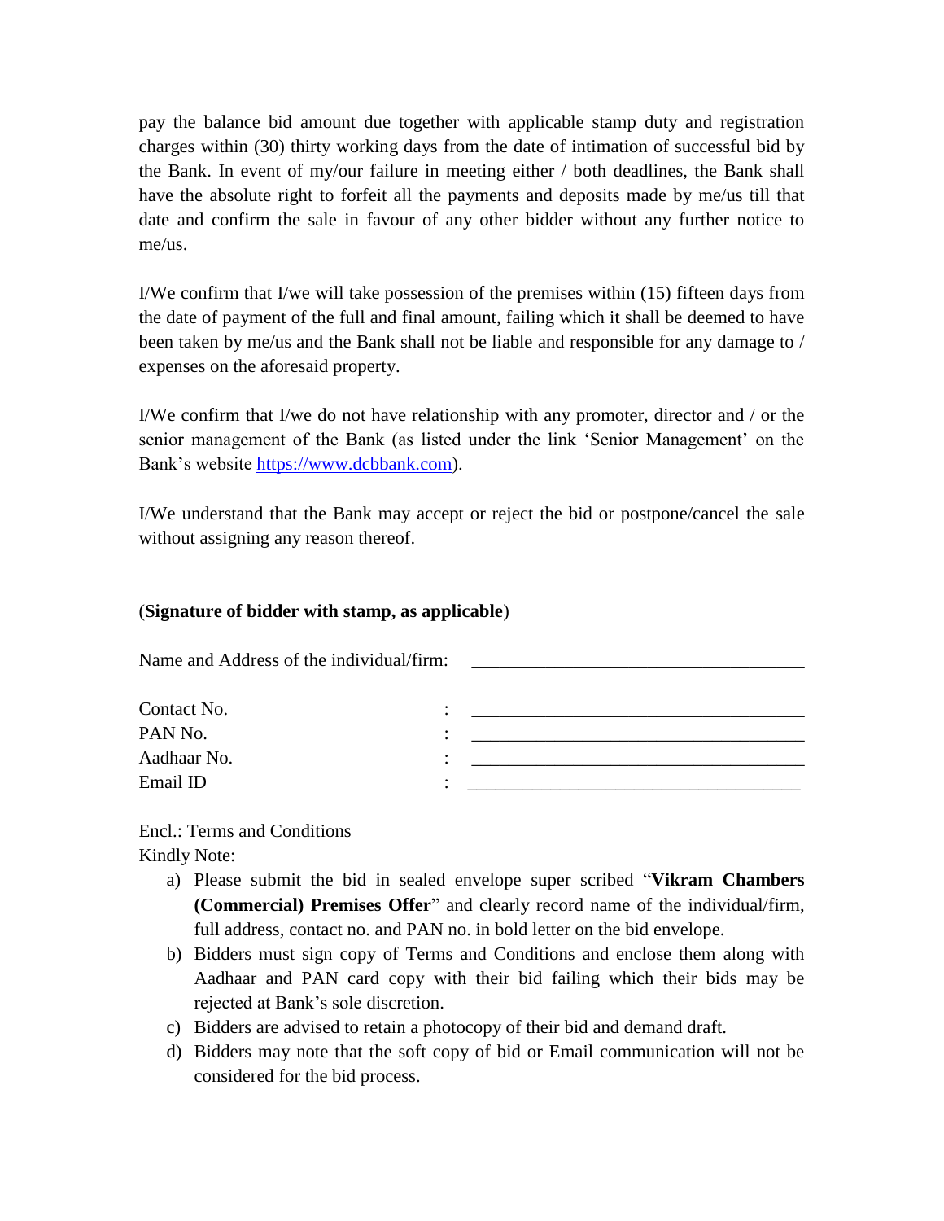pay the balance bid amount due together with applicable stamp duty and registration charges within (30) thirty working days from the date of intimation of successful bid by the Bank. In event of my/our failure in meeting either / both deadlines, the Bank shall have the absolute right to forfeit all the payments and deposits made by me/us till that date and confirm the sale in favour of any other bidder without any further notice to me/us.

I/We confirm that I/we will take possession of the premises within (15) fifteen days from the date of payment of the full and final amount, failing which it shall be deemed to have been taken by me/us and the Bank shall not be liable and responsible for any damage to / expenses on the aforesaid property.

I/We confirm that I/we do not have relationship with any promoter, director and / or the senior management of the Bank (as listed under the link 'Senior Management' on the Bank's website [https://www.dcbbank.com](https://www.dcbbank.com)).

I/We understand that the Bank may accept or reject the bid or postpone/cancel the sale without assigning any reason thereof.

(**Signature of bidder with stamp, as applicable**)

Name and Address of the individual/firm: ____________________________________

Contact No. : ____________________________________

PAN No. : ____________________________________

Aadhaar No. : ____________________________________

Email ID : ____________________________________

Encl.: Terms and Conditions

Kindly Note:

a) Please submit the bid in sealed envelope super scribed "**Vikram Chambers (Commercial) Premises Offer**" and clearly record name of the individual/firm, full address, contact no. and PAN no. in bold letter on the bid envelope.
b) Bidders must sign copy of Terms and Conditions and enclose them along with Aadhaar and PAN card copy with their bid failing which their bids may be rejected at Bank's sole discretion.
c) Bidders are advised to retain a photocopy of their bid and demand draft.
d) Bidders may note that the soft copy of bid or Email communication will not be considered for the bid process.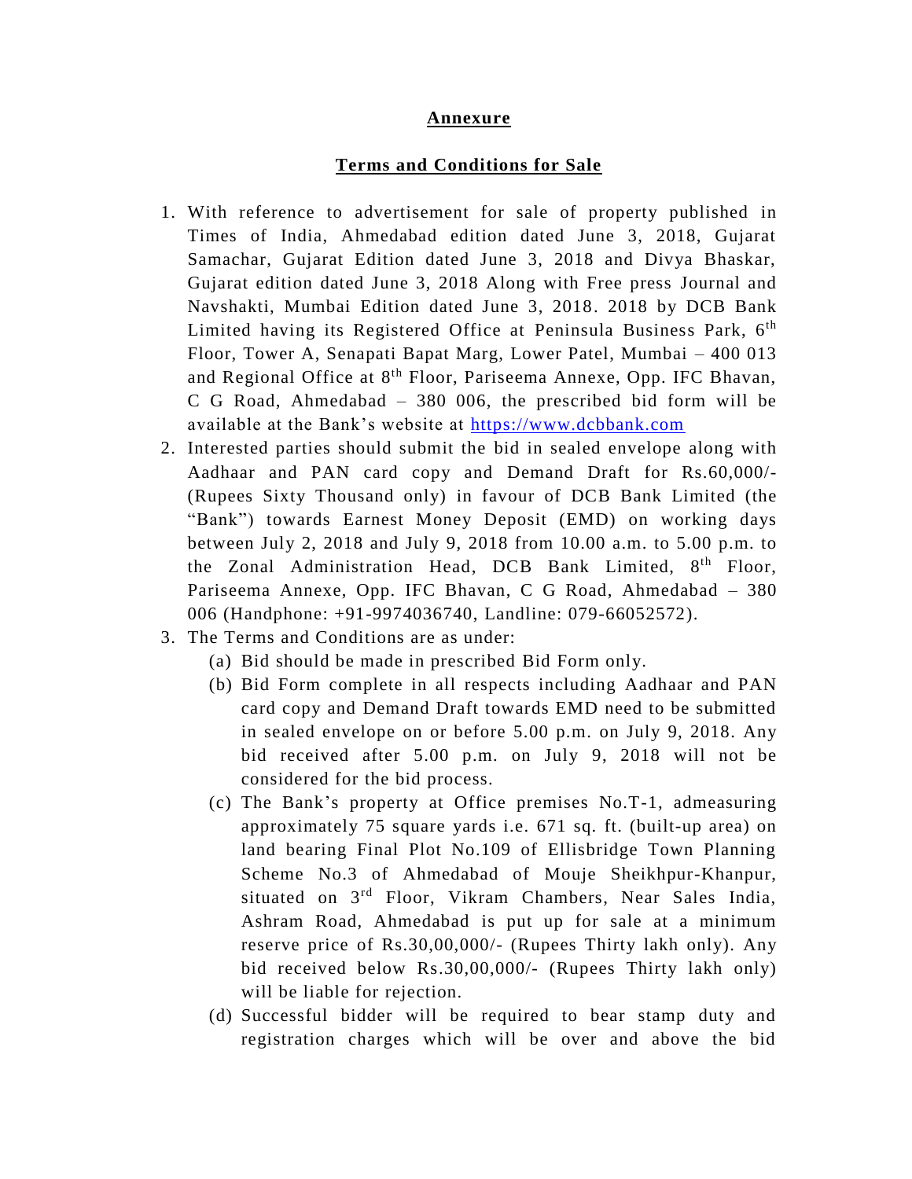**Annexure**

**Terms and Conditions for Sale**

1. With reference to advertisement for sale of property published in Times of India, Ahmedabad edition dated June 3, 2018, Gujarat Samachar, Gujarat Edition dated June 3, 2018 and Divya Bhaskar, Gujarat edition dated June 3, 2018 Along with Free press Journal and Navshakti, Mumbai Edition dated June 3, 2018. 2018 by DCB Bank Limited having its Registered Office at Peninsula Business Park, 6th Floor, Tower A, Senapati Bapat Marg, Lower Patel, Mumbai – 400 013 and Regional Office at 8th Floor, Pariseema Annexe, Opp. IFC Bhavan, C G Road, Ahmedabad – 380 006, the prescribed bid form will be available at the Bank's website at https://www.dcbbank.com
2. Interested parties should submit the bid in sealed envelope along with Aadhaar and PAN card copy and Demand Draft for Rs.60,000/- (Rupees Sixty Thousand only) in favour of DCB Bank Limited (the "Bank") towards Earnest Money Deposit (EMD) on working days between July 2, 2018 and July 9, 2018 from 10.00 a.m. to 5.00 p.m. to the Zonal Administration Head, DCB Bank Limited, 8th Floor, Pariseema Annexe, Opp. IFC Bhavan, C G Road, Ahmedabad – 380 006 (Handphone: +91-9974036740, Landline: 079-66052572).
3. The Terms and Conditions are as under:
   (a) Bid should be made in prescribed Bid Form only.
   (b) Bid Form complete in all respects including Aadhaar and PAN card copy and Demand Draft towards EMD need to be submitted in sealed envelope on or before 5.00 p.m. on July 9, 2018. Any bid received after 5.00 p.m. on July 9, 2018 will not be considered for the bid process.
   (c) The Bank's property at Office premises No.T-1, admeasuring approximately 75 square yards i.e. 671 sq. ft. (built-up area) on land bearing Final Plot No.109 of Ellisbridge Town Planning Scheme No.3 of Ahmedabad of Mouje Sheikhpur-Khanpur, situated on 3rd Floor, Vikram Chambers, Near Sales India, Ashram Road, Ahmedabad is put up for sale at a minimum reserve price of Rs.30,00,000/- (Rupees Thirty lakh only). Any bid received below Rs.30,00,000/- (Rupees Thirty lakh only) will be liable for rejection.
   (d) Successful bidder will be required to bear stamp duty and registration charges which will be over and above the bid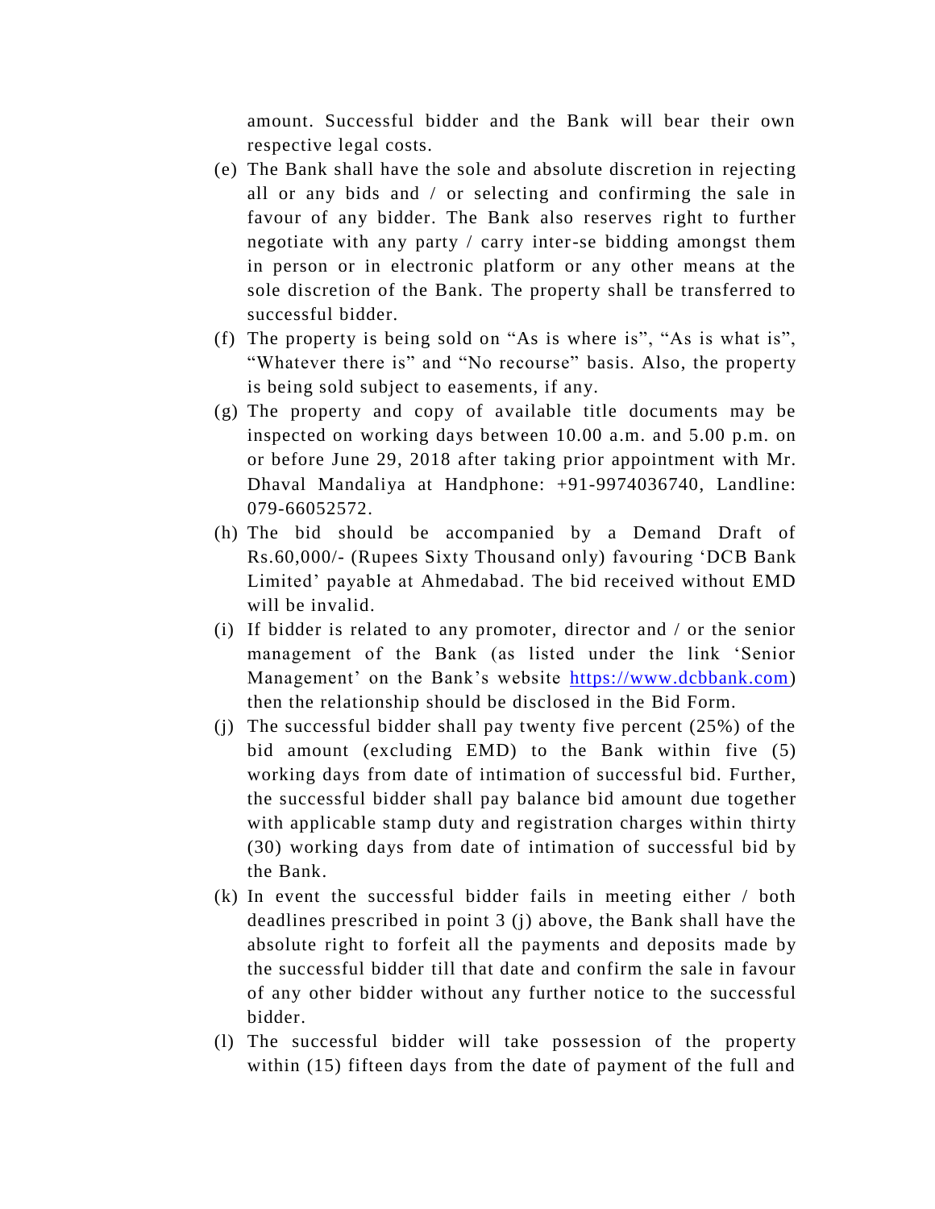amount. Successful bidder and the Bank will bear their own respective legal costs.

(e) The Bank shall have the sole and absolute discretion in rejecting all or any bids and / or selecting and confirming the sale in favour of any bidder. The Bank also reserves right to further negotiate with any party / carry inter-se bidding amongst them in person or in electronic platform or any other means at the sole discretion of the Bank. The property shall be transferred to successful bidder.

(f) The property is being sold on "As is where is", "As is what is", "Whatever there is" and "No recourse" basis. Also, the property is being sold subject to easements, if any.

(g) The property and copy of available title documents may be inspected on working days between 10.00 a.m. and 5.00 p.m. on or before June 29, 2018 after taking prior appointment with Mr. Dhaval Mandaliya at Handphone: +91-9974036740, Landline: 079-66052572.

(h) The bid should be accompanied by a Demand Draft of Rs.60,000/- (Rupees Sixty Thousand only) favouring 'DCB Bank Limited' payable at Ahmedabad. The bid received without EMD will be invalid.

(i) If bidder is related to any promoter, director and / or the senior management of the Bank (as listed under the link 'Senior Management' on the Bank's website https://www.dcbbank.com) then the relationship should be disclosed in the Bid Form.

(j) The successful bidder shall pay twenty five percent (25%) of the bid amount (excluding EMD) to the Bank within five (5) working days from date of intimation of successful bid. Further, the successful bidder shall pay balance bid amount due together with applicable stamp duty and registration charges within thirty (30) working days from date of intimation of successful bid by the Bank.

(k) In event the successful bidder fails in meeting either / both deadlines prescribed in point 3 (j) above, the Bank shall have the absolute right to forfeit all the payments and deposits made by the successful bidder till that date and confirm the sale in favour of any other bidder without any further notice to the successful bidder.

(l) The successful bidder will take possession of the property within (15) fifteen days from the date of payment of the full and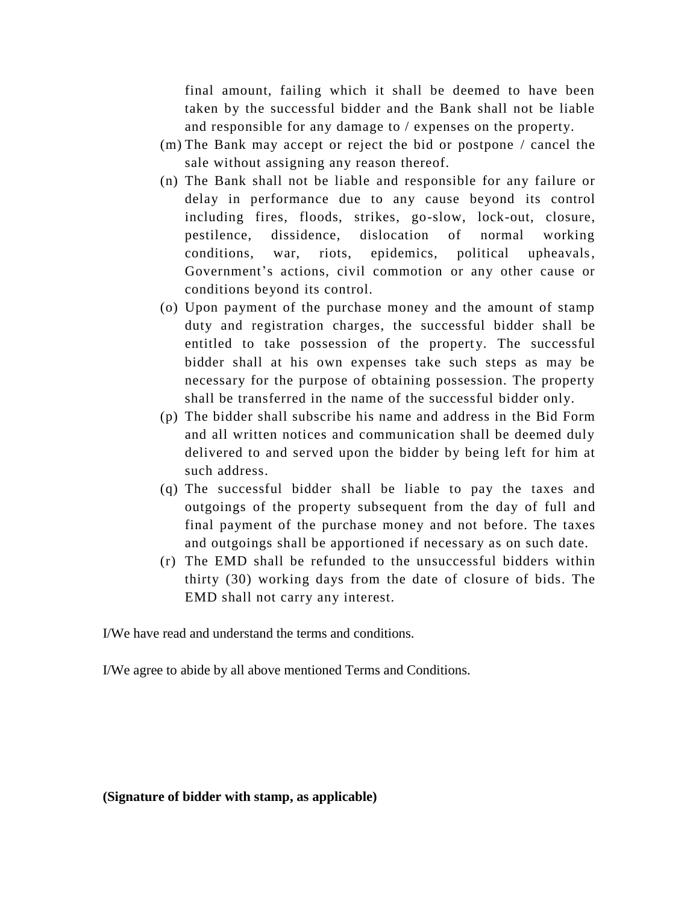final amount, failing which it shall be deemed to have been taken by the successful bidder and the Bank shall not be liable and responsible for any damage to / expenses on the property.

(m) The Bank may accept or reject the bid or postpone / cancel the sale without assigning any reason thereof.

(n) The Bank shall not be liable and responsible for any failure or delay in performance due to any cause beyond its control including fires, floods, strikes, go-slow, lock-out, closure, pestilence, dissidence, dislocation of normal working conditions, war, riots, epidemics, political upheavals, Government's actions, civil commotion or any other cause or conditions beyond its control.

(o) Upon payment of the purchase money and the amount of stamp duty and registration charges, the successful bidder shall be entitled to take possession of the property. The successful bidder shall at his own expenses take such steps as may be necessary for the purpose of obtaining possession. The property shall be transferred in the name of the successful bidder only.

(p) The bidder shall subscribe his name and address in the Bid Form and all written notices and communication shall be deemed duly delivered to and served upon the bidder by being left for him at such address.

(q) The successful bidder shall be liable to pay the taxes and outgoings of the property subsequent from the day of full and final payment of the purchase money and not before. The taxes and outgoings shall be apportioned if necessary as on such date.

(r) The EMD shall be refunded to the unsuccessful bidders within thirty (30) working days from the date of closure of bids. The EMD shall not carry any interest.

I/We have read and understand the terms and conditions.

I/We agree to abide by all above mentioned Terms and Conditions.

**(Signature of bidder with stamp, as applicable)**